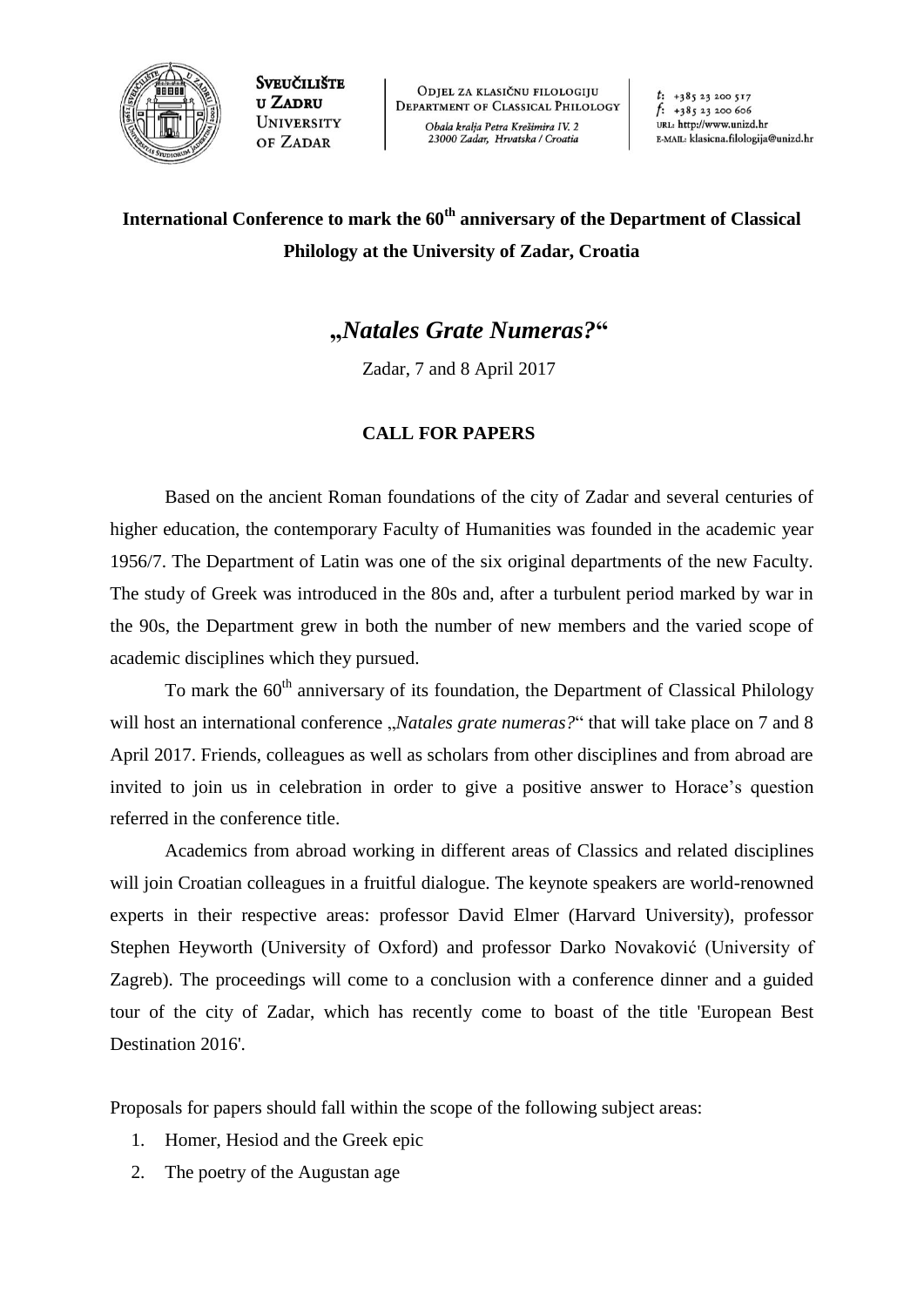SVEUČILIŠTE U ZADRU
UNIVERSITY OF ZADAR

ODJEL ZA KLASIČNU FILOLOGIJU
DEPARTMENT OF CLASSICAL PHILOLOGY
Obala kralja Petra Krešimira IV. 2
23000 Zadar, Hrvatska / Croatia

t: +385 23 200 517
f: +385 23 200 606
URL: http://www.unizd.hr
E-MAIL: klasicna.filologija@unizd.hr

# International Conference to mark the 60th anniversary of the Department of Classical Philology at the University of Zadar, Croatia

## „*Natales Grate Numeras?*"

Zadar, 7 and 8 April 2017

### CALL FOR PAPERS

Based on the ancient Roman foundations of the city of Zadar and several centuries of higher education, the contemporary Faculty of Humanities was founded in the academic year 1956/7. The Department of Latin was one of the six original departments of the new Faculty. The study of Greek was introduced in the 80s and, after a turbulent period marked by war in the 90s, the Department grew in both the number of new members and the varied scope of academic disciplines which they pursued.

To mark the 60th anniversary of its foundation, the Department of Classical Philology will host an international conference „*Natales grate numeras?*" that will take place on 7 and 8 April 2017. Friends, colleagues as well as scholars from other disciplines and from abroad are invited to join us in celebration in order to give a positive answer to Horace's question referred in the conference title.

Academics from abroad working in different areas of Classics and related disciplines will join Croatian colleagues in a fruitful dialogue. The keynote speakers are world-renowned experts in their respective areas: professor David Elmer (Harvard University), professor Stephen Heyworth (University of Oxford) and professor Darko Novaković (University of Zagreb). The proceedings will come to a conclusion with a conference dinner and a guided tour of the city of Zadar, which has recently come to boast of the title 'European Best Destination 2016'.

Proposals for papers should fall within the scope of the following subject areas:

1. Homer, Hesiod and the Greek epic
2. The poetry of the Augustan age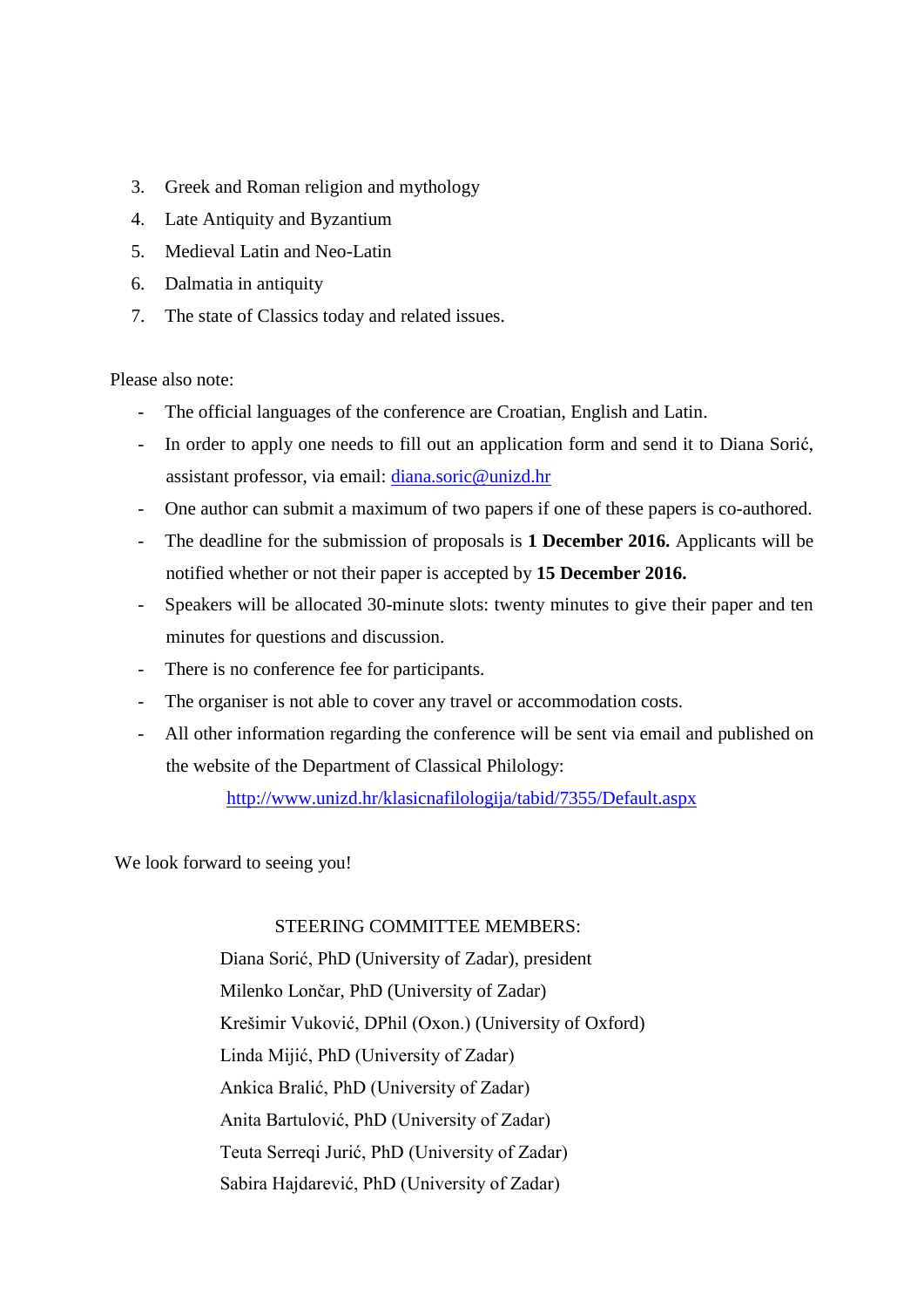3. Greek and Roman religion and mythology
4. Late Antiquity and Byzantium
5. Medieval Latin and Neo-Latin
6. Dalmatia in antiquity
7. The state of Classics today and related issues.

Please also note:

- The official languages of the conference are Croatian, English and Latin.
- In order to apply one needs to fill out an application form and send it to Diana Sorić, assistant professor, via email: diana.soric@unizd.hr
- One author can submit a maximum of two papers if one of these papers is co-authored.
- The deadline for the submission of proposals is **1 December 2016.** Applicants will be notified whether or not their paper is accepted by **15 December 2016.**
- Speakers will be allocated 30-minute slots: twenty minutes to give their paper and ten minutes for questions and discussion.
- There is no conference fee for participants.
- The organiser is not able to cover any travel or accommodation costs.
- All other information regarding the conference will be sent via email and published on the website of the Department of Classical Philology:

  http://www.unizd.hr/klasicnafilologija/tabid/7355/Default.aspx

We look forward to seeing you!

STEERING COMMITTEE MEMBERS:

Diana Sorić, PhD (University of Zadar), president
Milenko Lončar, PhD (University of Zadar)
Krešimir Vuković, DPhil (Oxon.) (University of Oxford)
Linda Mijić, PhD (University of Zadar)
Ankica Bralić, PhD (University of Zadar)
Anita Bartulović, PhD (University of Zadar)
Teuta Serreqi Jurić, PhD (University of Zadar)
Sabira Hajdarević, PhD (University of Zadar)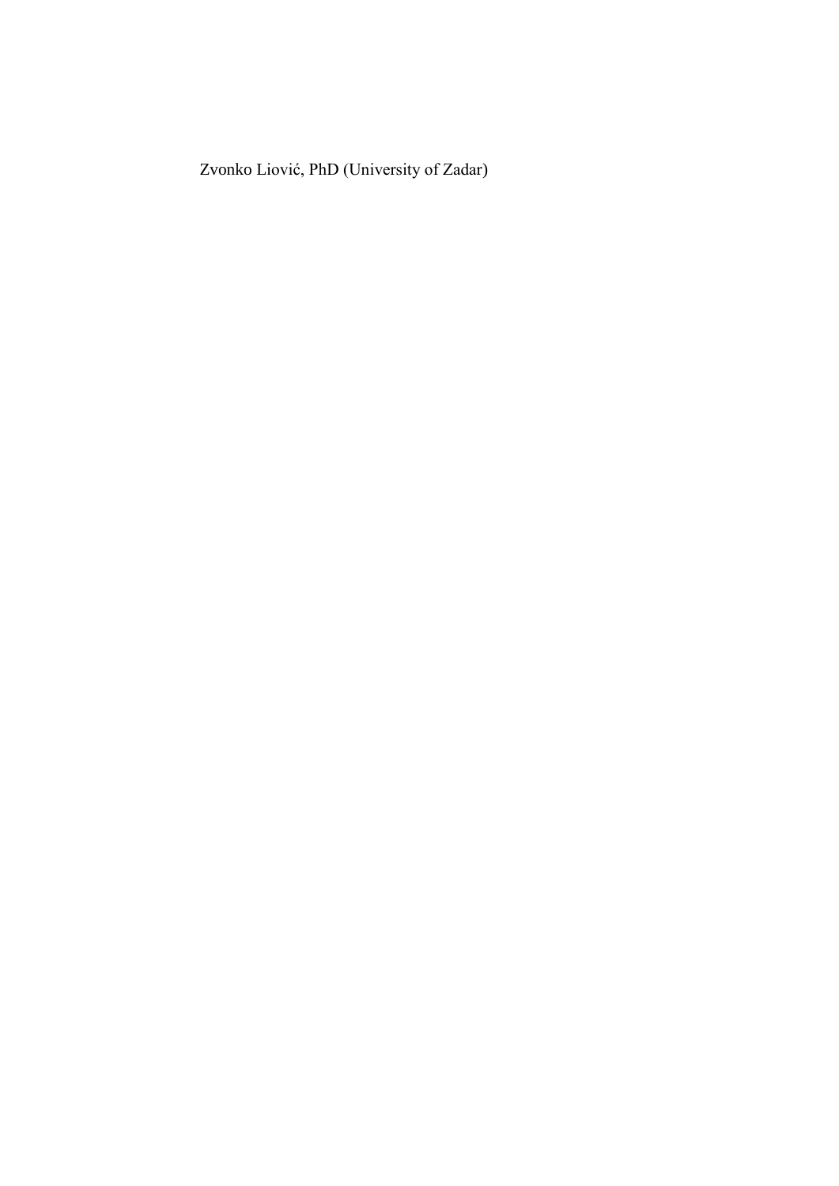Zvonko Liović, PhD (University of Zadar)